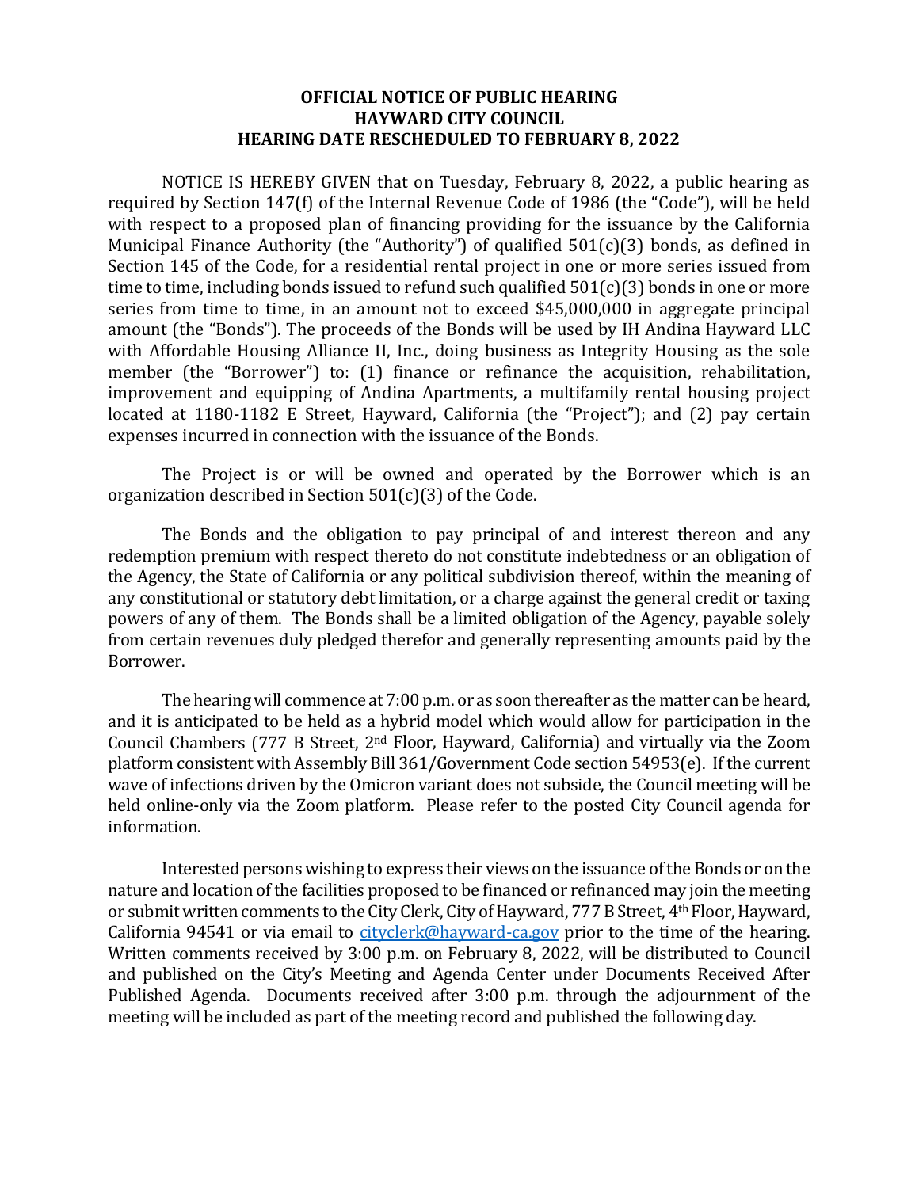**OFFICIAL NOTICE OF PUBLIC HEARING**
**HAYWARD CITY COUNCIL**
**HEARING DATE RESCHEDULED TO FEBRUARY 8, 2022**

NOTICE IS HEREBY GIVEN that on Tuesday, February 8, 2022, a public hearing as required by Section 147(f) of the Internal Revenue Code of 1986 (the "Code"), will be held with respect to a proposed plan of financing providing for the issuance by the California Municipal Finance Authority (the "Authority") of qualified 501(c)(3) bonds, as defined in Section 145 of the Code, for a residential rental project in one or more series issued from time to time, including bonds issued to refund such qualified 501(c)(3) bonds in one or more series from time to time, in an amount not to exceed $45,000,000 in aggregate principal amount (the "Bonds"). The proceeds of the Bonds will be used by IH Andina Hayward LLC with Affordable Housing Alliance II, Inc., doing business as Integrity Housing as the sole member (the "Borrower") to: (1) finance or refinance the acquisition, rehabilitation, improvement and equipping of Andina Apartments, a multifamily rental housing project located at 1180-1182 E Street, Hayward, California (the "Project"); and (2) pay certain expenses incurred in connection with the issuance of the Bonds.

The Project is or will be owned and operated by the Borrower which is an organization described in Section 501(c)(3) of the Code.

The Bonds and the obligation to pay principal of and interest thereon and any redemption premium with respect thereto do not constitute indebtedness or an obligation of the Agency, the State of California or any political subdivision thereof, within the meaning of any constitutional or statutory debt limitation, or a charge against the general credit or taxing powers of any of them. The Bonds shall be a limited obligation of the Agency, payable solely from certain revenues duly pledged therefor and generally representing amounts paid by the Borrower.

The hearing will commence at 7:00 p.m. or as soon thereafter as the matter can be heard, and it is anticipated to be held as a hybrid model which would allow for participation in the Council Chambers (777 B Street, 2nd Floor, Hayward, California) and virtually via the Zoom platform consistent with Assembly Bill 361/Government Code section 54953(e). If the current wave of infections driven by the Omicron variant does not subside, the Council meeting will be held online-only via the Zoom platform. Please refer to the posted City Council agenda for information.

Interested persons wishing to express their views on the issuance of the Bonds or on the nature and location of the facilities proposed to be financed or refinanced may join the meeting or submit written comments to the City Clerk, City of Hayward, 777 B Street, 4th Floor, Hayward, California 94541 or via email to cityclerk@hayward-ca.gov prior to the time of the hearing. Written comments received by 3:00 p.m. on February 8, 2022, will be distributed to Council and published on the City's Meeting and Agenda Center under Documents Received After Published Agenda. Documents received after 3:00 p.m. through the adjournment of the meeting will be included as part of the meeting record and published the following day.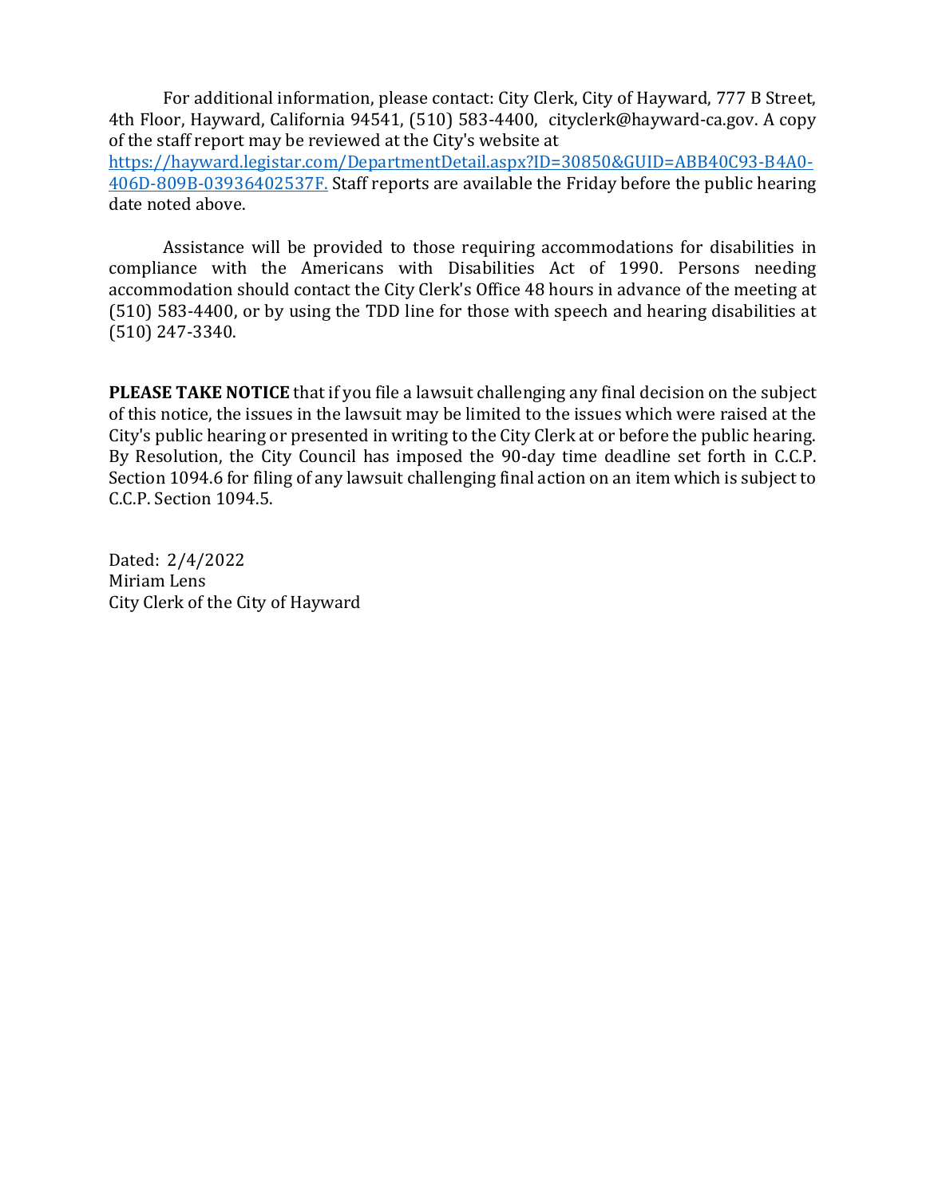For additional information, please contact: City Clerk, City of Hayward, 777 B Street, 4th Floor, Hayward, California 94541, (510) 583-4400, cityclerk@hayward-ca.gov. A copy of the staff report may be reviewed at the City's website at [https://hayward.legistar.com/DepartmentDetail.aspx?ID=30850&GUID=ABB40C93-B4A0-406D-809B-03936402537F.](https://hayward.legistar.com/DepartmentDetail.aspx?ID=30850&GUID=ABB40C93-B4A0-406D-809B-03936402537F) Staff reports are available the Friday before the public hearing date noted above.

Assistance will be provided to those requiring accommodations for disabilities in compliance with the Americans with Disabilities Act of 1990. Persons needing accommodation should contact the City Clerk's Office 48 hours in advance of the meeting at (510) 583-4400, or by using the TDD line for those with speech and hearing disabilities at (510) 247-3340.

**PLEASE TAKE NOTICE** that if you file a lawsuit challenging any final decision on the subject of this notice, the issues in the lawsuit may be limited to the issues which were raised at the City's public hearing or presented in writing to the City Clerk at or before the public hearing. By Resolution, the City Council has imposed the 90-day time deadline set forth in C.C.P. Section 1094.6 for filing of any lawsuit challenging final action on an item which is subject to C.C.P. Section 1094.5.

Dated: 2/4/2022
Miriam Lens
City Clerk of the City of Hayward